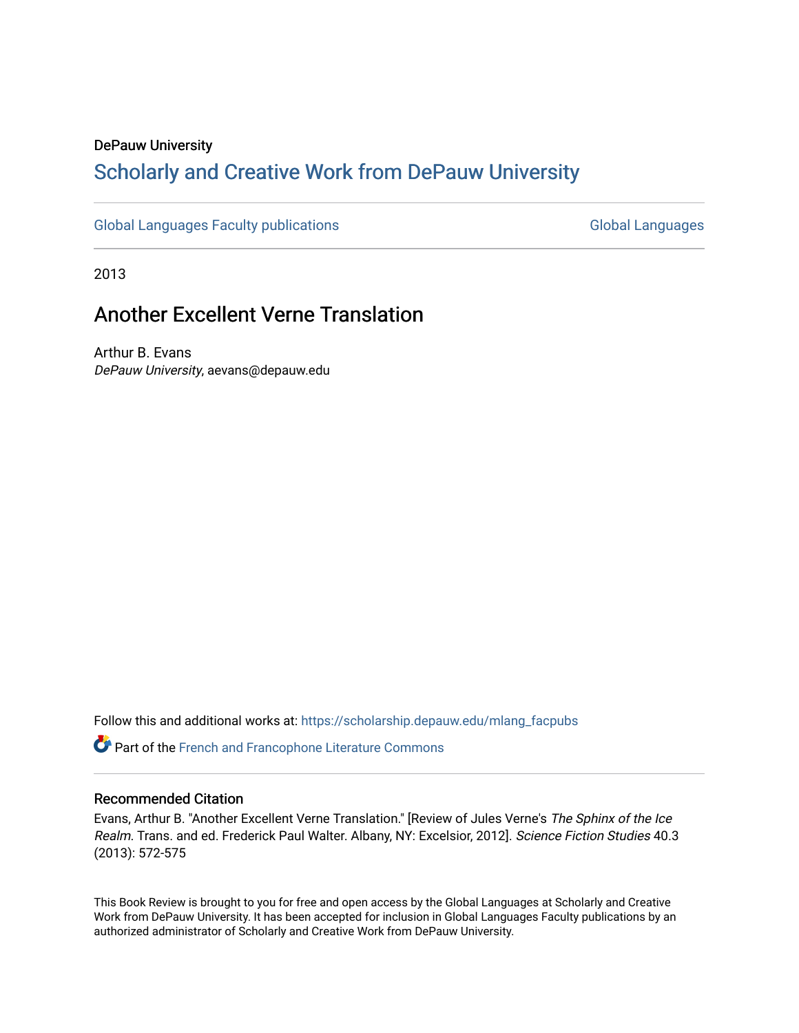DePauw University

## Scholarly and Creative Work from DePauw University

Global Languages Faculty publications | Global Languages

2013

# Another Excellent Verne Translation

Arthur B. Evans
*DePauw University*, aevans@depauw.edu

Follow this and additional works at: https://scholarship.depauw.edu/mlang_facpubs

Part of the French and Francophone Literature Commons

### Recommended Citation

Evans, Arthur B. "Another Excellent Verne Translation." [Review of Jules Verne's *The Sphinx of the Ice Realm*. Trans. and ed. Frederick Paul Walter. Albany, NY: Excelsior, 2012]. *Science Fiction Studies* 40.3 (2013): 572-575

This Book Review is brought to you for free and open access by the Global Languages at Scholarly and Creative Work from DePauw University. It has been accepted for inclusion in Global Languages Faculty publications by an authorized administrator of Scholarly and Creative Work from DePauw University.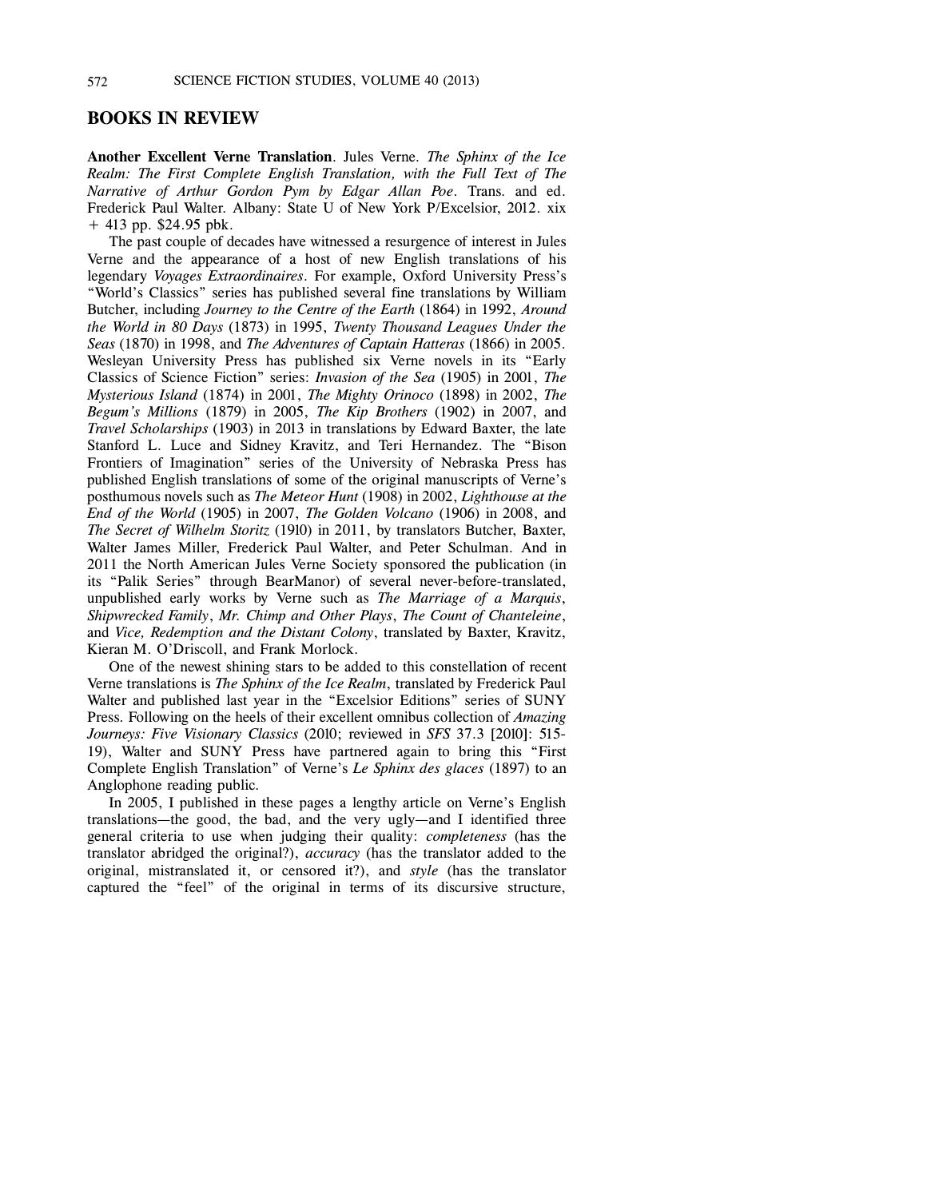## BOOKS IN REVIEW

**Another Excellent Verne Translation**. Jules Verne. *The Sphinx of the Ice Realm: The First Complete English Translation, with the Full Text of The Narrative of Arthur Gordon Pym by Edgar Allan Poe*. Trans. and ed. Frederick Paul Walter. Albany: State U of New York P/Excelsior, 2012. xix + 413 pp. $24.95 pbk.

The past couple of decades have witnessed a resurgence of interest in Jules Verne and the appearance of a host of new English translations of his legendary *Voyages Extraordinaires*. For example, Oxford University Press's "World's Classics" series has published several fine translations by William Butcher, including *Journey to the Centre of the Earth* (1864) in 1992, *Around the World in 80 Days* (1873) in 1995, *Twenty Thousand Leagues Under the Seas* (1870) in 1998, and *The Adventures of Captain Hatteras* (1866) in 2005. Wesleyan University Press has published six Verne novels in its "Early Classics of Science Fiction" series: *Invasion of the Sea* (1905) in 2001, *The Mysterious Island* (1874) in 2001, *The Mighty Orinoco* (1898) in 2002, *The Begum's Millions* (1879) in 2005, *The Kip Brothers* (1902) in 2007, and *Travel Scholarships* (1903) in 2013 in translations by Edward Baxter, the late Stanford L. Luce and Sidney Kravitz, and Teri Hernandez. The "Bison Frontiers of Imagination" series of the University of Nebraska Press has published English translations of some of the original manuscripts of Verne's posthumous novels such as *The Meteor Hunt* (1908) in 2002, *Lighthouse at the End of the World* (1905) in 2007, *The Golden Volcano* (1906) in 2008, and *The Secret of Wilhelm Storitz* (1910) in 2011, by translators Butcher, Baxter, Walter James Miller, Frederick Paul Walter, and Peter Schulman. And in 2011 the North American Jules Verne Society sponsored the publication (in its "Palik Series" through BearManor) of several never-before-translated, unpublished early works by Verne such as *The Marriage of a Marquis*, *Shipwrecked Family*, *Mr. Chimp and Other Plays*, *The Count of Chanteleine*, and *Vice, Redemption and the Distant Colony*, translated by Baxter, Kravitz, Kieran M. O'Driscoll, and Frank Morlock.

One of the newest shining stars to be added to this constellation of recent Verne translations is *The Sphinx of the Ice Realm*, translated by Frederick Paul Walter and published last year in the "Excelsior Editions" series of SUNY Press. Following on the heels of their excellent omnibus collection of *Amazing Journeys: Five Visionary Classics* (2010; reviewed in *SFS* 37.3 [2010]: 515-19), Walter and SUNY Press have partnered again to bring this "First Complete English Translation" of Verne's *Le Sphinx des glaces* (1897) to an Anglophone reading public.

In 2005, I published in these pages a lengthy article on Verne's English translations—the good, the bad, and the very ugly—and I identified three general criteria to use when judging their quality: *completeness* (has the translator abridged the original?), *accuracy* (has the translator added to the original, mistranslated it, or censored it?), and *style* (has the translator captured the "feel" of the original in terms of its discursive structure,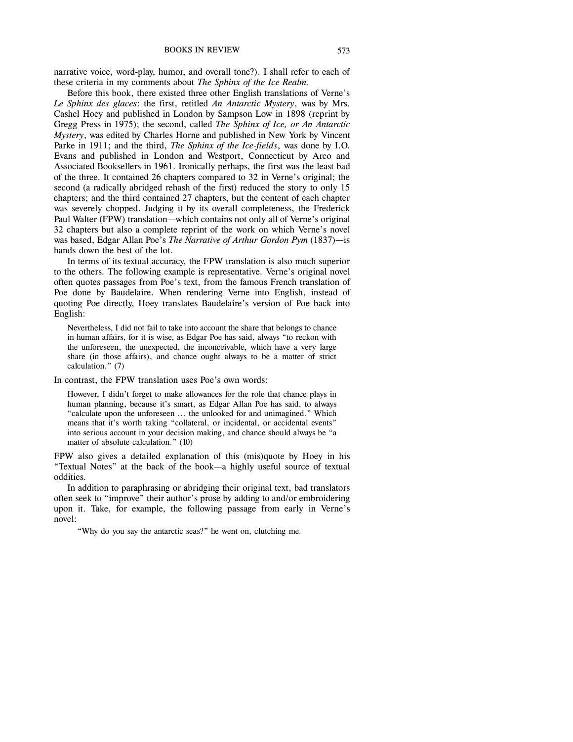narrative voice, word-play, humor, and overall tone?). I shall refer to each of these criteria in my comments about *The Sphinx of the Ice Realm*.

Before this book, there existed three other English translations of Verne's *Le Sphinx des glaces*: the first, retitled *An Antarctic Mystery*, was by Mrs. Cashel Hoey and published in London by Sampson Low in 1898 (reprint by Gregg Press in 1975); the second, called *The Sphinx of Ice, or An Antarctic Mystery*, was edited by Charles Horne and published in New York by Vincent Parke in 1911; and the third, *The Sphinx of the Ice-fields*, was done by I.O. Evans and published in London and Westport, Connecticut by Arco and Associated Booksellers in 1961. Ironically perhaps, the first was the least bad of the three. It contained 26 chapters compared to 32 in Verne's original; the second (a radically abridged rehash of the first) reduced the story to only 15 chapters; and the third contained 27 chapters, but the content of each chapter was severely chopped. Judging it by its overall completeness, the Frederick Paul Walter (FPW) translation—which contains not only all of Verne's original 32 chapters but also a complete reprint of the work on which Verne's novel was based, Edgar Allan Poe's *The Narrative of Arthur Gordon Pym* (1837)—is hands down the best of the lot.

In terms of its textual accuracy, the FPW translation is also much superior to the others. The following example is representative. Verne's original novel often quotes passages from Poe's text, from the famous French translation of Poe done by Baudelaire. When rendering Verne into English, instead of quoting Poe directly, Hoey translates Baudelaire's version of Poe back into English:

> Nevertheless, I did not fail to take into account the share that belongs to chance in human affairs, for it is wise, as Edgar Poe has said, always "to reckon with the unforeseen, the unexpected, the inconceivable, which have a very large share (in those affairs), and chance ought always to be a matter of strict calculation." (7)

In contrast, the FPW translation uses Poe's own words:

> However, I didn't forget to make allowances for the role that chance plays in human planning, because it's smart, as Edgar Allan Poe has said, to always "calculate upon the unforeseen … the unlooked for and unimagined." Which means that it's worth taking "collateral, or incidental, or accidental events" into serious account in your decision making, and chance should always be "a matter of absolute calculation." (10)

FPW also gives a detailed explanation of this (mis)quote by Hoey in his "Textual Notes" at the back of the book—a highly useful source of textual oddities.

In addition to paraphrasing or abridging their original text, bad translators often seek to "improve" their author's prose by adding to and/or embroidering upon it. Take, for example, the following passage from early in Verne's novel:

> "Why do you say the antarctic seas?" he went on, clutching me.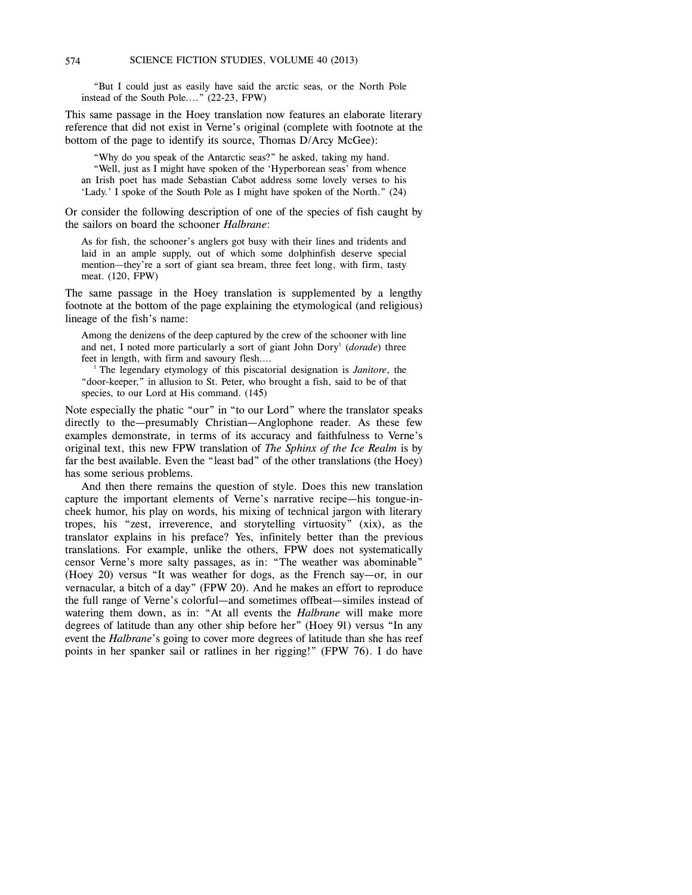> "But I could just as easily have said the arctic seas, or the North Pole instead of the South Pole...." (22-23, FPW)

This same passage in the Hoey translation now features an elaborate literary reference that did not exist in Verne's original (complete with footnote at the bottom of the page to identify its source, Thomas D/Arcy McGee):

> "Why do you speak of the Antarctic seas?" he asked, taking my hand.
>
> "Well, just as I might have spoken of the 'Hyperborean seas' from whence an Irish poet has made Sebastian Cabot address some lovely verses to his 'Lady.' I spoke of the South Pole as I might have spoken of the North." (24)

Or consider the following description of one of the species of fish caught by the sailors on board the schooner *Halbrane*:

> As for fish, the schooner's anglers got busy with their lines and tridents and laid in an ample supply, out of which some dolphinfish deserve special mention—they're a sort of giant sea bream, three feet long, with firm, tasty meat. (120, FPW)

The same passage in the Hoey translation is supplemented by a lengthy footnote at the bottom of the page explaining the etymological (and religious) lineage of the fish's name:

> Among the denizens of the deep captured by the crew of the schooner with line and net, I noted more particularly a sort of giant John Dory[1] (*dorade*) three feet in length, with firm and savoury flesh....
>
> [1] The legendary etymology of this piscatorial designation is *Janitore*, the "door-keeper," in allusion to St. Peter, who brought a fish, said to be of that species, to our Lord at His command. (145)

Note especially the phatic "our" in "to our Lord" where the translator speaks directly to the—presumably Christian—Anglophone reader. As these few examples demonstrate, in terms of its accuracy and faithfulness to Verne's original text, this new FPW translation of *The Sphinx of the Ice Realm* is by far the best available. Even the "least bad" of the other translations (the Hoey) has some serious problems.

And then there remains the question of style. Does this new translation capture the important elements of Verne's narrative recipe—his tongue-in-cheek humor, his play on words, his mixing of technical jargon with literary tropes, his "zest, irreverence, and storytelling virtuosity" (xix), as the translator explains in his preface? Yes, infinitely better than the previous translations. For example, unlike the others, FPW does not systematically censor Verne's more salty passages, as in: "The weather was abominable" (Hoey 20) versus "It was weather for dogs, as the French say—or, in our vernacular, a bitch of a day" (FPW 20). And he makes an effort to reproduce the full range of Verne's colorful—and sometimes offbeat—similes instead of watering them down, as in: "At all events the *Halbrane* will make more degrees of latitude than any other ship before her" (Hoey 91) versus "In any event the *Halbrane*'s going to cover more degrees of latitude than she has reef points in her spanker sail or ratlines in her rigging!" (FPW 76). I do have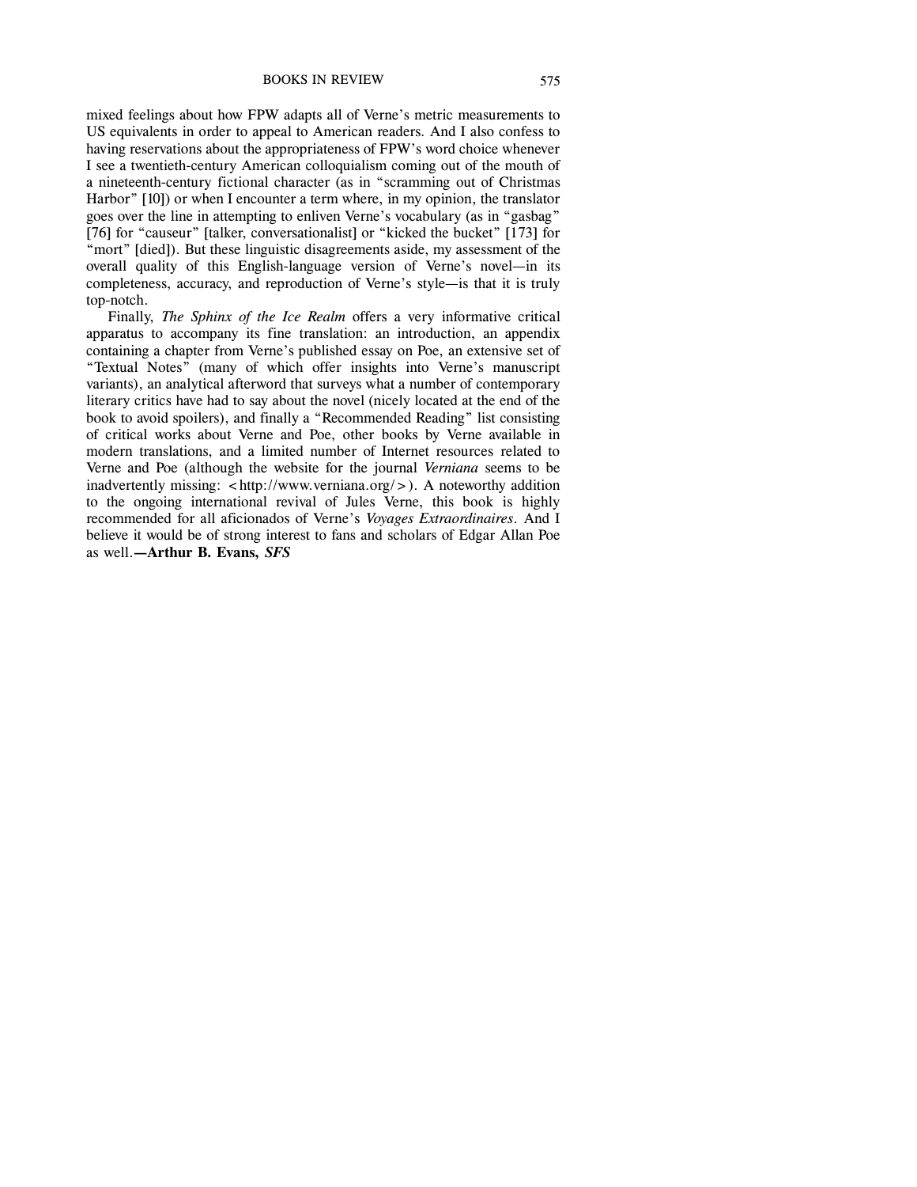mixed feelings about how FPW adapts all of Verne's metric measurements to US equivalents in order to appeal to American readers. And I also confess to having reservations about the appropriateness of FPW's word choice whenever I see a twentieth-century American colloquialism coming out of the mouth of a nineteenth-century fictional character (as in "scramming out of Christmas Harbor" [10]) or when I encounter a term where, in my opinion, the translator goes over the line in attempting to enliven Verne's vocabulary (as in "gasbag" [76] for "causeur" [talker, conversationalist] or "kicked the bucket" [173] for "mort" [died]). But these linguistic disagreements aside, my assessment of the overall quality of this English-language version of Verne's novel—in its completeness, accuracy, and reproduction of Verne's style—is that it is truly top-notch.

Finally, *The Sphinx of the Ice Realm* offers a very informative critical apparatus to accompany its fine translation: an introduction, an appendix containing a chapter from Verne's published essay on Poe, an extensive set of "Textual Notes" (many of which offer insights into Verne's manuscript variants), an analytical afterword that surveys what a number of contemporary literary critics have had to say about the novel (nicely located at the end of the book to avoid spoilers), and finally a "Recommended Reading" list consisting of critical works about Verne and Poe, other books by Verne available in modern translations, and a limited number of Internet resources related to Verne and Poe (although the website for the journal *Verniana* seems to be inadvertently missing: <http://www.verniana.org/>). A noteworthy addition to the ongoing international revival of Jules Verne, this book is highly recommended for all aficionados of Verne's *Voyages Extraordinaires*. And I believe it would be of strong interest to fans and scholars of Edgar Allan Poe as well.—**Arthur B. Evans, *SFS***